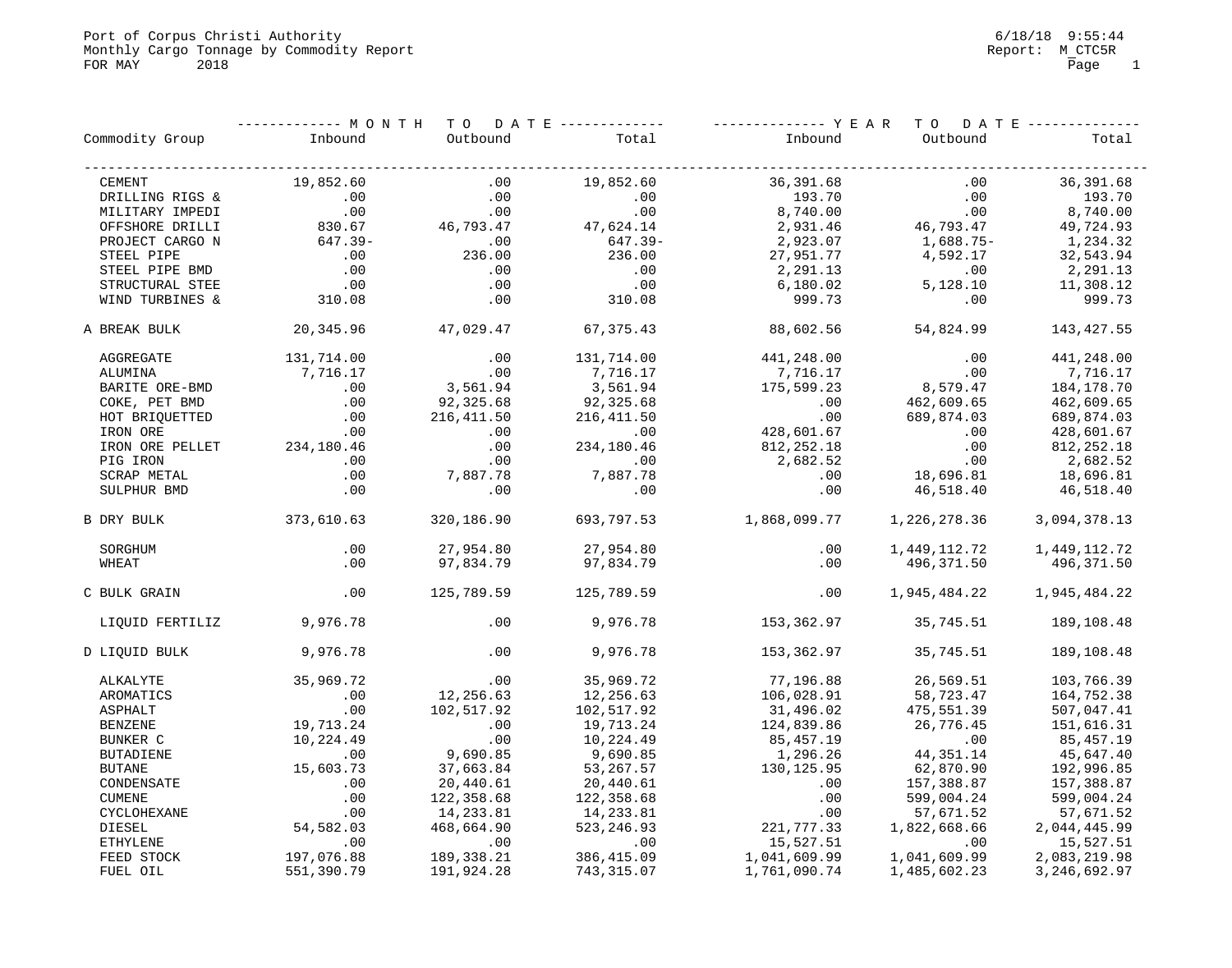Port of Corpus Christi Authority
Monthly Cargo Tonnage by Commodity Report
FOR MAY 2018

6/18/18 9:55:44
Report: M_CTC5R

| Commodity Group | MONTH TO DATE | | | YEAR TO DATE | | |
|---|---|---|---|---|---|---|
| | Inbound | Outbound | Total | Inbound | Outbound | Total |
| CEMENT | 19,852.60 | .00 | 19,852.60 | 36,391.68 | .00 | 36,391.68 |
| DRILLING RIGS & | .00 | .00 | .00 | 193.70 | .00 | 193.70 |
| MILITARY IMPEDI | .00 | .00 | .00 | 8,740.00 | .00 | 8,740.00 |
| OFFSHORE DRILLI | 830.67 | 46,793.47 | 47,624.14 | 2,931.46 | 46,793.47 | 49,724.93 |
| PROJECT CARGO N | 647.39- | .00 | 647.39- | 2,923.07 | 1,688.75- | 1,234.32 |
| STEEL PIPE | .00 | 236.00 | 236.00 | 27,951.77 | 4,592.17 | 32,543.94 |
| STEEL PIPE BMD | .00 | .00 | .00 | 2,291.13 | .00 | 2,291.13 |
| STRUCTURAL STEE | .00 | .00 | .00 | 6,180.02 | 5,128.10 | 11,308.12 |
| WIND TURBINES & | 310.08 | .00 | 310.08 | 999.73 | .00 | 999.73 |
| A BREAK BULK | 20,345.96 | 47,029.47 | 67,375.43 | 88,602.56 | 54,824.99 | 143,427.55 |
| AGGREGATE | 131,714.00 | .00 | 131,714.00 | 441,248.00 | .00 | 441,248.00 |
| ALUMINA | 7,716.17 | .00 | 7,716.17 | 7,716.17 | .00 | 7,716.17 |
| BARITE ORE-BMD | .00 | 3,561.94 | 3,561.94 | 175,599.23 | 8,579.47 | 184,178.70 |
| COKE, PET BMD | .00 | 92,325.68 | 92,325.68 | .00 | 462,609.65 | 462,609.65 |
| HOT BRIQUETTED | .00 | 216,411.50 | 216,411.50 | .00 | 689,874.03 | 689,874.03 |
| IRON ORE | .00 | .00 | .00 | 428,601.67 | .00 | 428,601.67 |
| IRON ORE PELLET | 234,180.46 | .00 | 234,180.46 | 812,252.18 | .00 | 812,252.18 |
| PIG IRON | .00 | .00 | .00 | 2,682.52 | .00 | 2,682.52 |
| SCRAP METAL | .00 | 7,887.78 | 7,887.78 | .00 | 18,696.81 | 18,696.81 |
| SULPHUR BMD | .00 | .00 | .00 | .00 | 46,518.40 | 46,518.40 |
| B DRY BULK | 373,610.63 | 320,186.90 | 693,797.53 | 1,868,099.77 | 1,226,278.36 | 3,094,378.13 |
| SORGHUM | .00 | 27,954.80 | 27,954.80 | .00 | 1,449,112.72 | 1,449,112.72 |
| WHEAT | .00 | 97,834.79 | 97,834.79 | .00 | 496,371.50 | 496,371.50 |
| C BULK GRAIN | .00 | 125,789.59 | 125,789.59 | .00 | 1,945,484.22 | 1,945,484.22 |
| LIQUID FERTILIZ | 9,976.78 | .00 | 9,976.78 | 153,362.97 | 35,745.51 | 189,108.48 |
| D LIQUID BULK | 9,976.78 | .00 | 9,976.78 | 153,362.97 | 35,745.51 | 189,108.48 |
| ALKALYTE | 35,969.72 | .00 | 35,969.72 | 77,196.88 | 26,569.51 | 103,766.39 |
| AROMATICS | .00 | 12,256.63 | 12,256.63 | 106,028.91 | 58,723.47 | 164,752.38 |
| ASPHALT | .00 | 102,517.92 | 102,517.92 | 31,496.02 | 475,551.39 | 507,047.41 |
| BENZENE | 19,713.24 | .00 | 19,713.24 | 124,839.86 | 26,776.45 | 151,616.31 |
| BUNKER C | 10,224.49 | .00 | 10,224.49 | 85,457.19 | .00 | 85,457.19 |
| BUTADIENE | .00 | 9,690.85 | 9,690.85 | 1,296.26 | 44,351.14 | 45,647.40 |
| BUTANE | 15,603.73 | 37,663.84 | 53,267.57 | 130,125.95 | 62,870.90 | 192,996.85 |
| CONDENSATE | .00 | 20,440.61 | 20,440.61 | .00 | 157,388.87 | 157,388.87 |
| CUMENE | .00 | 122,358.68 | 122,358.68 | .00 | 599,004.24 | 599,004.24 |
| CYCLOHEXANE | .00 | 14,233.81 | 14,233.81 | .00 | 57,671.52 | 57,671.52 |
| DIESEL | 54,582.03 | 468,664.90 | 523,246.93 | 221,777.33 | 1,822,668.66 | 2,044,445.99 |
| ETHYLENE | .00 | .00 | .00 | 15,527.51 | .00 | 15,527.51 |
| FEED STOCK | 197,076.88 | 189,338.21 | 386,415.09 | 1,041,609.99 | 1,041,609.99 | 2,083,219.98 |
| FUEL OIL | 551,390.79 | 191,924.28 | 743,315.07 | 1,761,090.74 | 1,485,602.23 | 3,246,692.97 |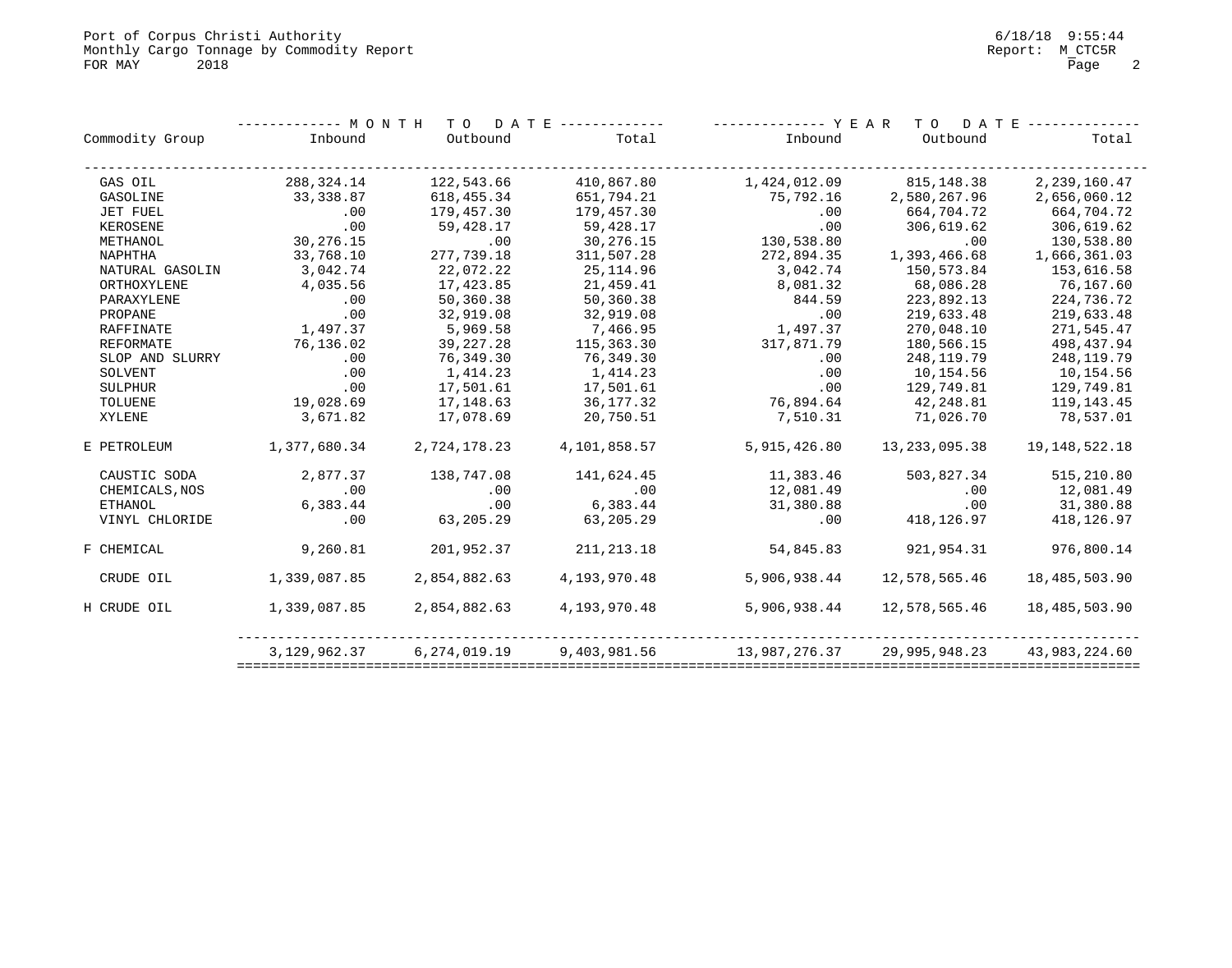Port of Corpus Christi Authority
Monthly Cargo Tonnage by Commodity Report
FOR MAY 2018

Report: M_CTC5R

| Commodity Group | MONTH TO DATE Inbound | MONTH TO DATE Outbound | MONTH TO DATE Total | YEAR TO DATE Inbound | YEAR TO DATE Outbound | YEAR TO DATE Total |
|---|---|---|---|---|---|---|
| GAS OIL | 288,324.14 | 122,543.66 | 410,867.80 | 1,424,012.09 | 815,148.38 | 2,239,160.47 |
| GASOLINE | 33,338.87 | 618,455.34 | 651,794.21 | 75,792.16 | 2,580,267.96 | 2,656,060.12 |
| JET FUEL | .00 | 179,457.30 | 179,457.30 | .00 | 664,704.72 | 664,704.72 |
| KEROSENE | .00 | 59,428.17 | 59,428.17 | .00 | 306,619.62 | 306,619.62 |
| METHANOL | 30,276.15 | .00 | 30,276.15 | 130,538.80 | .00 | 130,538.80 |
| NAPHTHA | 33,768.10 | 277,739.18 | 311,507.28 | 272,894.35 | 1,393,466.68 | 1,666,361.03 |
| NATURAL GASOLIN | 3,042.74 | 22,072.22 | 25,114.96 | 3,042.74 | 150,573.84 | 153,616.58 |
| ORTHOXYLENE | 4,035.56 | 17,423.85 | 21,459.41 | 8,081.32 | 68,086.28 | 76,167.60 |
| PARAXYLENE | .00 | 50,360.38 | 50,360.38 | 844.59 | 223,892.13 | 224,736.72 |
| PROPANE | .00 | 32,919.08 | 32,919.08 | .00 | 219,633.48 | 219,633.48 |
| RAFFINATE | 1,497.37 | 5,969.58 | 7,466.95 | 1,497.37 | 270,048.10 | 271,545.47 |
| REFORMATE | 76,136.02 | 39,227.28 | 115,363.30 | 317,871.79 | 180,566.15 | 498,437.94 |
| SLOP AND SLURRY | .00 | 76,349.30 | 76,349.30 | .00 | 248,119.79 | 248,119.79 |
| SOLVENT | .00 | 1,414.23 | 1,414.23 | .00 | 10,154.56 | 10,154.56 |
| SULPHUR | .00 | 17,501.61 | 17,501.61 | .00 | 129,749.81 | 129,749.81 |
| TOLUENE | 19,028.69 | 17,148.63 | 36,177.32 | 76,894.64 | 42,248.81 | 119,143.45 |
| XYLENE | 3,671.82 | 17,078.69 | 20,750.51 | 7,510.31 | 71,026.70 | 78,537.01 |
| E PETROLEUM | 1,377,680.34 | 2,724,178.23 | 4,101,858.57 | 5,915,426.80 | 13,233,095.38 | 19,148,522.18 |
| CAUSTIC SODA | 2,877.37 | 138,747.08 | 141,624.45 | 11,383.46 | 503,827.34 | 515,210.80 |
| CHEMICALS,NOS | .00 | .00 | .00 | 12,081.49 | .00 | 12,081.49 |
| ETHANOL | 6,383.44 | .00 | 6,383.44 | 31,380.88 | .00 | 31,380.88 |
| VINYL CHLORIDE | .00 | 63,205.29 | 63,205.29 | .00 | 418,126.97 | 418,126.97 |
| F CHEMICAL | 9,260.81 | 201,952.37 | 211,213.18 | 54,845.83 | 921,954.31 | 976,800.14 |
| CRUDE OIL | 1,339,087.85 | 2,854,882.63 | 4,193,970.48 | 5,906,938.44 | 12,578,565.46 | 18,485,503.90 |
| H CRUDE OIL | 1,339,087.85 | 2,854,882.63 | 4,193,970.48 | 5,906,938.44 | 12,578,565.46 | 18,485,503.90 |
| | 3,129,962.37 | 6,274,019.19 | 9,403,981.56 | 13,987,276.37 | 29,995,948.23 | 43,983,224.60 |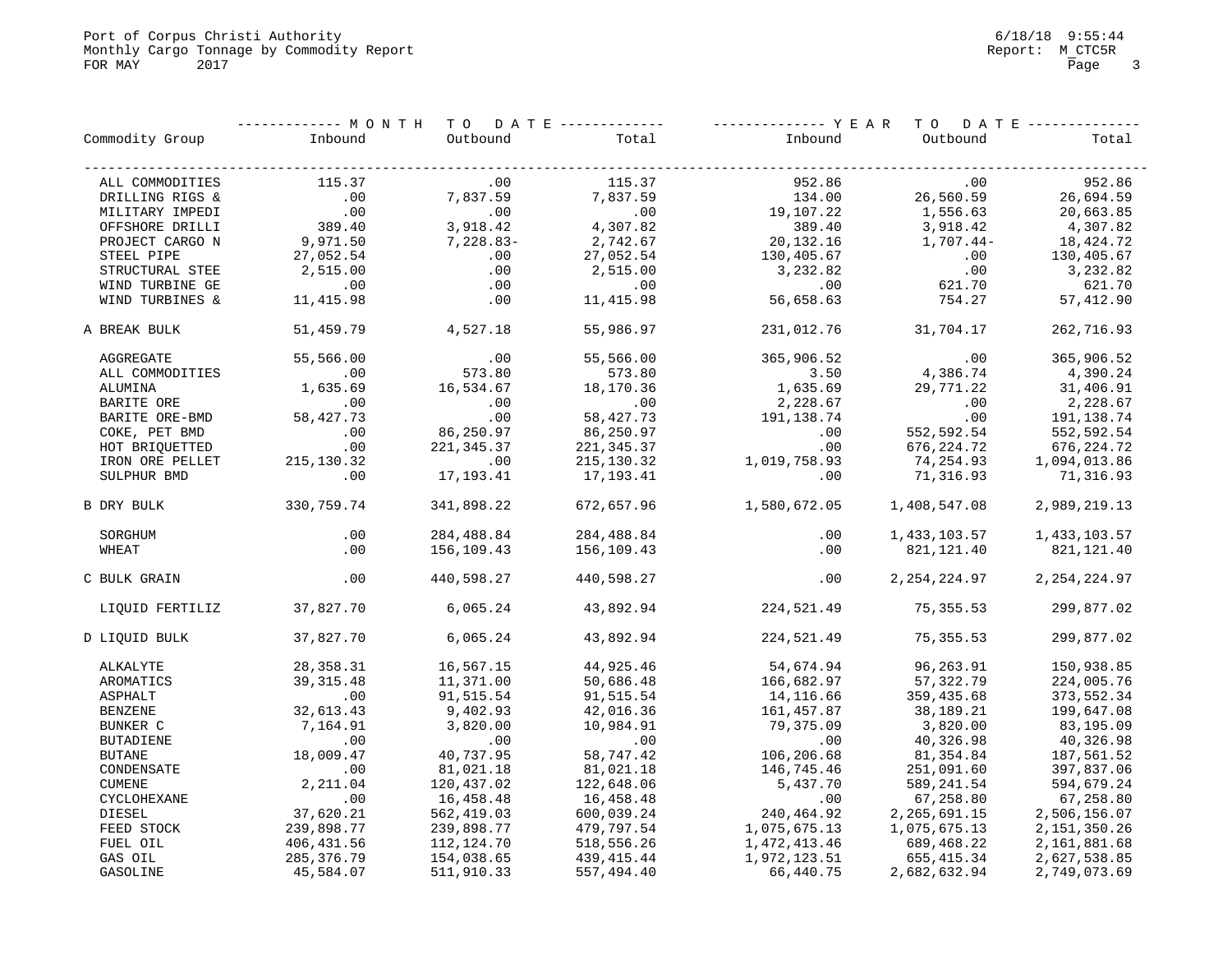Port of Corpus Christi Authority
Monthly Cargo Tonnage by Commodity Report
FOR MAY 2017

Report: M_CTC5R

| Commodity Group | MONTH TO DATE Inbound | MONTH TO DATE Outbound | MONTH TO DATE Total | YEAR TO DATE Inbound | YEAR TO DATE Outbound | YEAR TO DATE Total |
|---|---|---|---|---|---|---|
| ALL COMMODITIES | 115.37 | .00 | 115.37 | 952.86 | .00 | 952.86 |
| DRILLING RIGS & | .00 | 7,837.59 | 7,837.59 | 134.00 | 26,560.59 | 26,694.59 |
| MILITARY IMPEDI | .00 | .00 | .00 | 19,107.22 | 1,556.63 | 20,663.85 |
| OFFSHORE DRILLI | 389.40 | 3,918.42 | 4,307.82 | 389.40 | 3,918.42 | 4,307.82 |
| PROJECT CARGO N | 9,971.50 | 7,228.83- | 2,742.67 | 20,132.16 | 1,707.44- | 18,424.72 |
| STEEL PIPE | 27,052.54 | .00 | 27,052.54 | 130,405.67 | .00 | 130,405.67 |
| STRUCTURAL STEE | 2,515.00 | .00 | 2,515.00 | 3,232.82 | .00 | 3,232.82 |
| WIND TURBINE GE | .00 | .00 | .00 | .00 | 621.70 | 621.70 |
| WIND TURBINES & | 11,415.98 | .00 | 11,415.98 | 56,658.63 | 754.27 | 57,412.90 |
| A BREAK BULK | 51,459.79 | 4,527.18 | 55,986.97 | 231,012.76 | 31,704.17 | 262,716.93 |
| AGGREGATE | 55,566.00 | .00 | 55,566.00 | 365,906.52 | .00 | 365,906.52 |
| ALL COMMODITIES | .00 | 573.80 | 573.80 | 3.50 | 4,386.74 | 4,390.24 |
| ALUMINA | 1,635.69 | 16,534.67 | 18,170.36 | 1,635.69 | 29,771.22 | 31,406.91 |
| BARITE ORE | .00 | .00 | .00 | 2,228.67 | .00 | 2,228.67 |
| BARITE ORE-BMD | 58,427.73 | .00 | 58,427.73 | 191,138.74 | .00 | 191,138.74 |
| COKE, PET BMD | .00 | 86,250.97 | 86,250.97 | .00 | 552,592.54 | 552,592.54 |
| HOT BRIQUETTED | .00 | 221,345.37 | 221,345.37 | .00 | 676,224.72 | 676,224.72 |
| IRON ORE PELLET | 215,130.32 | .00 | 215,130.32 | 1,019,758.93 | 74,254.93 | 1,094,013.86 |
| SULPHUR BMD | .00 | 17,193.41 | 17,193.41 | .00 | 71,316.93 | 71,316.93 |
| B DRY BULK | 330,759.74 | 341,898.22 | 672,657.96 | 1,580,672.05 | 1,408,547.08 | 2,989,219.13 |
| SORGHUM | .00 | 284,488.84 | 284,488.84 | .00 | 1,433,103.57 | 1,433,103.57 |
| WHEAT | .00 | 156,109.43 | 156,109.43 | .00 | 821,121.40 | 821,121.40 |
| C BULK GRAIN | .00 | 440,598.27 | 440,598.27 | .00 | 2,254,224.97 | 2,254,224.97 |
| LIQUID FERTILIZ | 37,827.70 | 6,065.24 | 43,892.94 | 224,521.49 | 75,355.53 | 299,877.02 |
| D LIQUID BULK | 37,827.70 | 6,065.24 | 43,892.94 | 224,521.49 | 75,355.53 | 299,877.02 |
| ALKALYTE | 28,358.31 | 16,567.15 | 44,925.46 | 54,674.94 | 96,263.91 | 150,938.85 |
| AROMATICS | 39,315.48 | 11,371.00 | 50,686.48 | 166,682.97 | 57,322.79 | 224,005.76 |
| ASPHALT | .00 | 91,515.54 | 91,515.54 | 14,116.66 | 359,435.68 | 373,552.34 |
| BENZENE | 32,613.43 | 9,402.93 | 42,016.36 | 161,457.87 | 38,189.21 | 199,647.08 |
| BUNKER C | 7,164.91 | 3,820.00 | 10,984.91 | 79,375.09 | 3,820.00 | 83,195.09 |
| BUTADIENE | .00 | .00 | .00 | .00 | 40,326.98 | 40,326.98 |
| BUTANE | 18,009.47 | 40,737.95 | 58,747.42 | 106,206.68 | 81,354.84 | 187,561.52 |
| CONDENSATE | .00 | 81,021.18 | 81,021.18 | 146,745.46 | 251,091.60 | 397,837.06 |
| CUMENE | 2,211.04 | 120,437.02 | 122,648.06 | 5,437.70 | 589,241.54 | 594,679.24 |
| CYCLOHEXANE | .00 | 16,458.48 | 16,458.48 | .00 | 67,258.80 | 67,258.80 |
| DIESEL | 37,620.21 | 562,419.03 | 600,039.24 | 240,464.92 | 2,265,691.15 | 2,506,156.07 |
| FEED STOCK | 239,898.77 | 239,898.77 | 479,797.54 | 1,075,675.13 | 1,075,675.13 | 2,151,350.26 |
| FUEL OIL | 406,431.56 | 112,124.70 | 518,556.26 | 1,472,413.46 | 689,468.22 | 2,161,881.68 |
| GAS OIL | 285,376.79 | 154,038.65 | 439,415.44 | 1,972,123.51 | 655,415.34 | 2,627,538.85 |
| GASOLINE | 45,584.07 | 511,910.33 | 557,494.40 | 66,440.75 | 2,682,632.94 | 2,749,073.69 |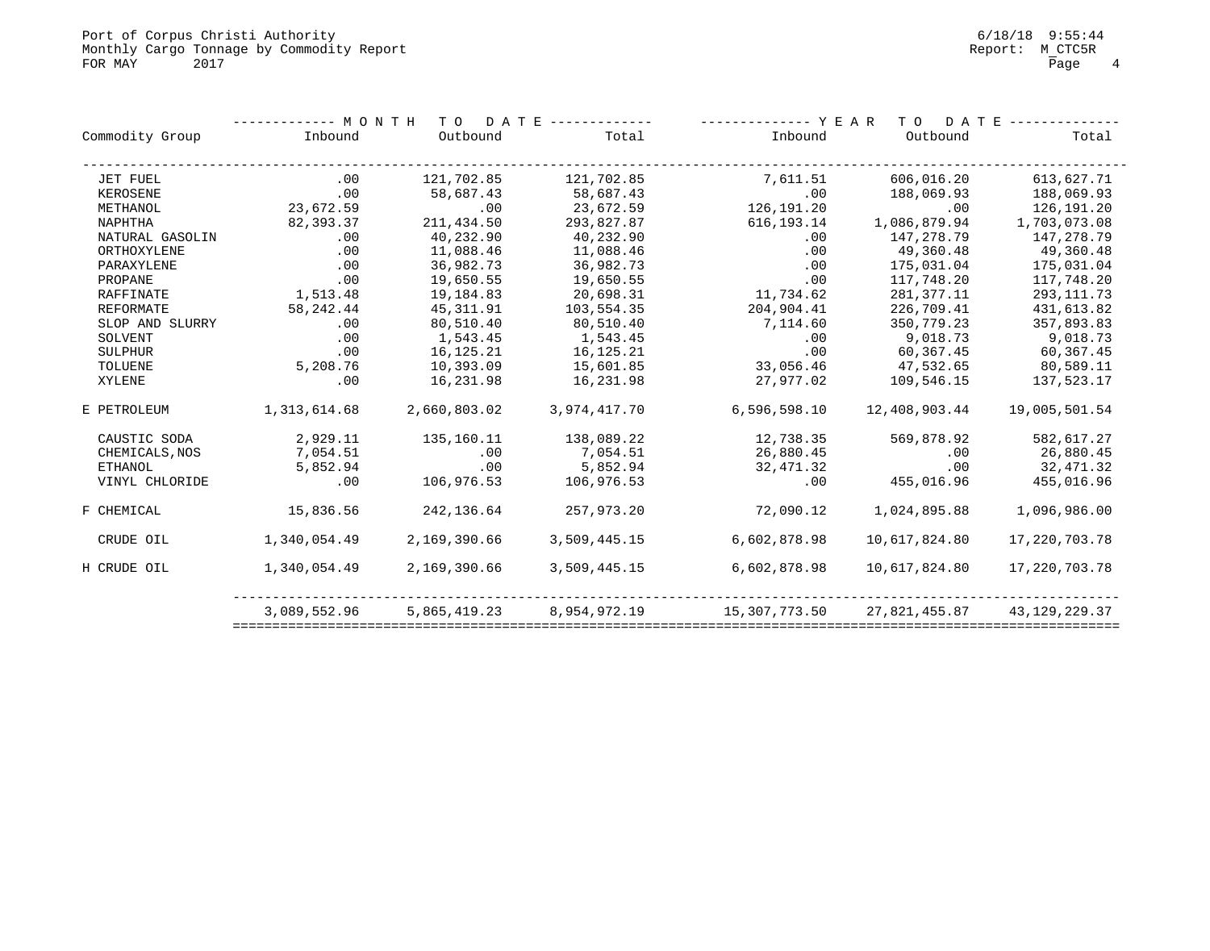Port of Corpus Christi Authority
Monthly Cargo Tonnage by Commodity Report
FOR MAY 2017

| Commodity Group | MONTH TO DATE Inbound | MONTH TO DATE Outbound | MONTH TO DATE Total | YEAR TO DATE Inbound | YEAR TO DATE Outbound | YEAR TO DATE Total |
|---|---|---|---|---|---|---|
| JET FUEL | .00 | 121,702.85 | 121,702.85 | 7,611.51 | 606,016.20 | 613,627.71 |
| KEROSENE | .00 | 58,687.43 | 58,687.43 | .00 | 188,069.93 | 188,069.93 |
| METHANOL | 23,672.59 | .00 | 23,672.59 | 126,191.20 | .00 | 126,191.20 |
| NAPHTHA | 82,393.37 | 211,434.50 | 293,827.87 | 616,193.14 | 1,086,879.94 | 1,703,073.08 |
| NATURAL GASOLIN | .00 | 40,232.90 | 40,232.90 | .00 | 147,278.79 | 147,278.79 |
| ORTHOXYLENE | .00 | 11,088.46 | 11,088.46 | .00 | 49,360.48 | 49,360.48 |
| PARAXYLENE | .00 | 36,982.73 | 36,982.73 | .00 | 175,031.04 | 175,031.04 |
| PROPANE | .00 | 19,650.55 | 19,650.55 | .00 | 117,748.20 | 117,748.20 |
| RAFFINATE | 1,513.48 | 19,184.83 | 20,698.31 | 11,734.62 | 281,377.11 | 293,111.73 |
| REFORMATE | 58,242.44 | 45,311.91 | 103,554.35 | 204,904.41 | 226,709.41 | 431,613.82 |
| SLOP AND SLURRY | .00 | 80,510.40 | 80,510.40 | 7,114.60 | 350,779.23 | 357,893.83 |
| SOLVENT | .00 | 1,543.45 | 1,543.45 | .00 | 9,018.73 | 9,018.73 |
| SULPHUR | .00 | 16,125.21 | 16,125.21 | .00 | 60,367.45 | 60,367.45 |
| TOLUENE | 5,208.76 | 10,393.09 | 15,601.85 | 33,056.46 | 47,532.65 | 80,589.11 |
| XYLENE | .00 | 16,231.98 | 16,231.98 | 27,977.02 | 109,546.15 | 137,523.17 |
| E PETROLEUM | 1,313,614.68 | 2,660,803.02 | 3,974,417.70 | 6,596,598.10 | 12,408,903.44 | 19,005,501.54 |
| CAUSTIC SODA | 2,929.11 | 135,160.11 | 138,089.22 | 12,738.35 | 569,878.92 | 582,617.27 |
| CHEMICALS,NOS | 7,054.51 | .00 | 7,054.51 | 26,880.45 | .00 | 26,880.45 |
| ETHANOL | 5,852.94 | .00 | 5,852.94 | 32,471.32 | .00 | 32,471.32 |
| VINYL CHLORIDE | .00 | 106,976.53 | 106,976.53 | .00 | 455,016.96 | 455,016.96 |
| F CHEMICAL | 15,836.56 | 242,136.64 | 257,973.20 | 72,090.12 | 1,024,895.88 | 1,096,986.00 |
| CRUDE OIL | 1,340,054.49 | 2,169,390.66 | 3,509,445.15 | 6,602,878.98 | 10,617,824.80 | 17,220,703.78 |
| H CRUDE OIL | 1,340,054.49 | 2,169,390.66 | 3,509,445.15 | 6,602,878.98 | 10,617,824.80 | 17,220,703.78 |
| | 3,089,552.96 | 5,865,419.23 | 8,954,972.19 | 15,307,773.50 | 27,821,455.87 | 43,129,229.37 |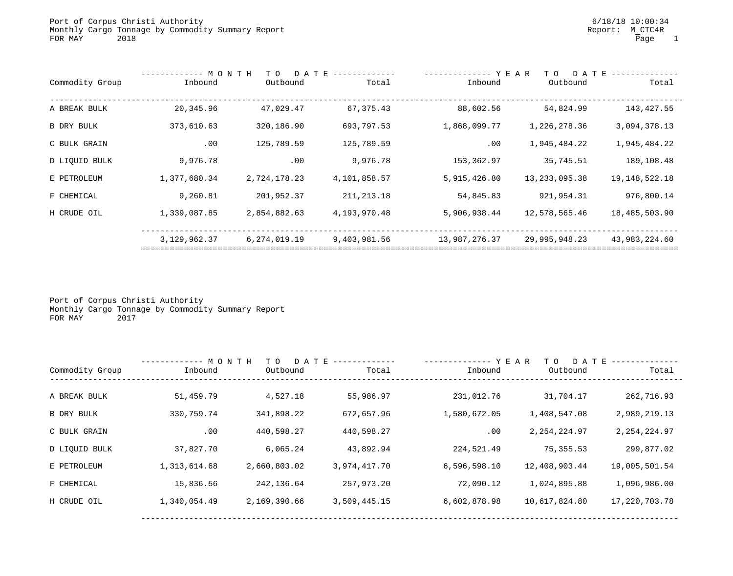Port of Corpus Christi Authority
Monthly Cargo Tonnage by Commodity Summary Report
FOR MAY 2018

6/18/18 10:00:34
Report: M_CTC4R

| Commodity Group | MONTH TO DATE | | | YEAR TO DATE | | |
|---|---|---|---|---|---|---|
| | Inbound | Outbound | Total | Inbound | Outbound | Total |
| A BREAK BULK | 20,345.96 | 47,029.47 | 67,375.43 | 88,602.56 | 54,824.99 | 143,427.55 |
| B DRY BULK | 373,610.63 | 320,186.90 | 693,797.53 | 1,868,099.77 | 1,226,278.36 | 3,094,378.13 |
| C BULK GRAIN | .00 | 125,789.59 | 125,789.59 | .00 | 1,945,484.22 | 1,945,484.22 |
| D LIQUID BULK | 9,976.78 | .00 | 9,976.78 | 153,362.97 | 35,745.51 | 189,108.48 |
| E PETROLEUM | 1,377,680.34 | 2,724,178.23 | 4,101,858.57 | 5,915,426.80 | 13,233,095.38 | 19,148,522.18 |
| F CHEMICAL | 9,260.81 | 201,952.37 | 211,213.18 | 54,845.83 | 921,954.31 | 976,800.14 |
| H CRUDE OIL | 1,339,087.85 | 2,854,882.63 | 4,193,970.48 | 5,906,938.44 | 12,578,565.46 | 18,485,503.90 |
| | 3,129,962.37 | 6,274,019.19 | 9,403,981.56 | 13,987,276.37 | 29,995,948.23 | 43,983,224.60 |

Port of Corpus Christi Authority
Monthly Cargo Tonnage by Commodity Summary Report
FOR MAY 2017

| Commodity Group | MONTH TO DATE | | | YEAR TO DATE | | |
|---|---|---|---|---|---|---|
| | Inbound | Outbound | Total | Inbound | Outbound | Total |
| A BREAK BULK | 51,459.79 | 4,527.18 | 55,986.97 | 231,012.76 | 31,704.17 | 262,716.93 |
| B DRY BULK | 330,759.74 | 341,898.22 | 672,657.96 | 1,580,672.05 | 1,408,547.08 | 2,989,219.13 |
| C BULK GRAIN | .00 | 440,598.27 | 440,598.27 | .00 | 2,254,224.97 | 2,254,224.97 |
| D LIQUID BULK | 37,827.70 | 6,065.24 | 43,892.94 | 224,521.49 | 75,355.53 | 299,877.02 |
| E PETROLEUM | 1,313,614.68 | 2,660,803.02 | 3,974,417.70 | 6,596,598.10 | 12,408,903.44 | 19,005,501.54 |
| F CHEMICAL | 15,836.56 | 242,136.64 | 257,973.20 | 72,090.12 | 1,024,895.88 | 1,096,986.00 |
| H CRUDE OIL | 1,340,054.49 | 2,169,390.66 | 3,509,445.15 | 6,602,878.98 | 10,617,824.80 | 17,220,703.78 |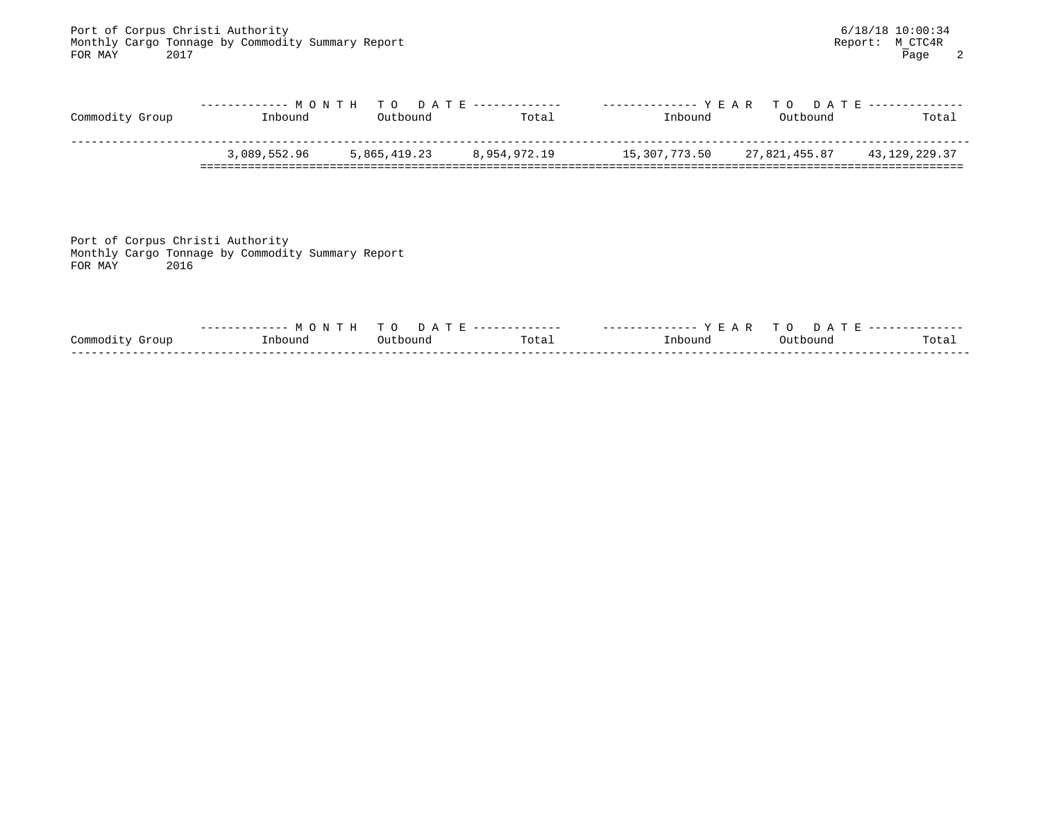Port of Corpus Christi Authority
Monthly Cargo Tonnage by Commodity Summary Report
FOR MAY 2017

| Commodity Group | MONTH TO DATE Inbound | MONTH TO DATE Outbound | MONTH TO DATE Total | YEAR TO DATE Inbound | YEAR TO DATE Outbound | YEAR TO DATE Total |
|---|---|---|---|---|---|---|
| | 3,089,552.96 | 5,865,419.23 | 8,954,972.19 | 15,307,773.50 | 27,821,455.87 | 43,129,229.37 |

Port of Corpus Christi Authority
Monthly Cargo Tonnage by Commodity Summary Report
FOR MAY 2016

| Commodity Group | MONTH TO DATE Inbound | MONTH TO DATE Outbound | MONTH TO DATE Total | YEAR TO DATE Inbound | YEAR TO DATE Outbound | YEAR TO DATE Total |
|---|---|---|---|---|---|---|